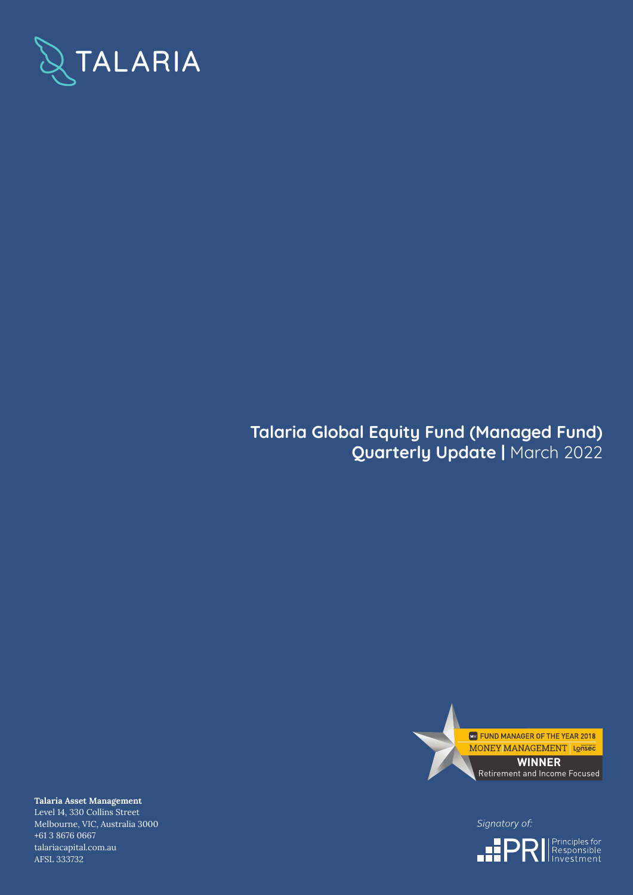TALARIA

# Talaria Global Equity Fund (Managed Fund)
## Quarterly Update | March 2022

FUND MANAGER OF THE YEAR 2018
MONEY MANAGEMENT Lonsec
**WINNER**
Retirement and Income Focused

**Talaria Asset Management**
Level 14, 330 Collins Street
Melbourne, VIC, Australia 3000
+61 3 8676 0667
talariacapital.com.au
AFSL 333732

*Signatory of:*
PRI Principles for Responsible Investment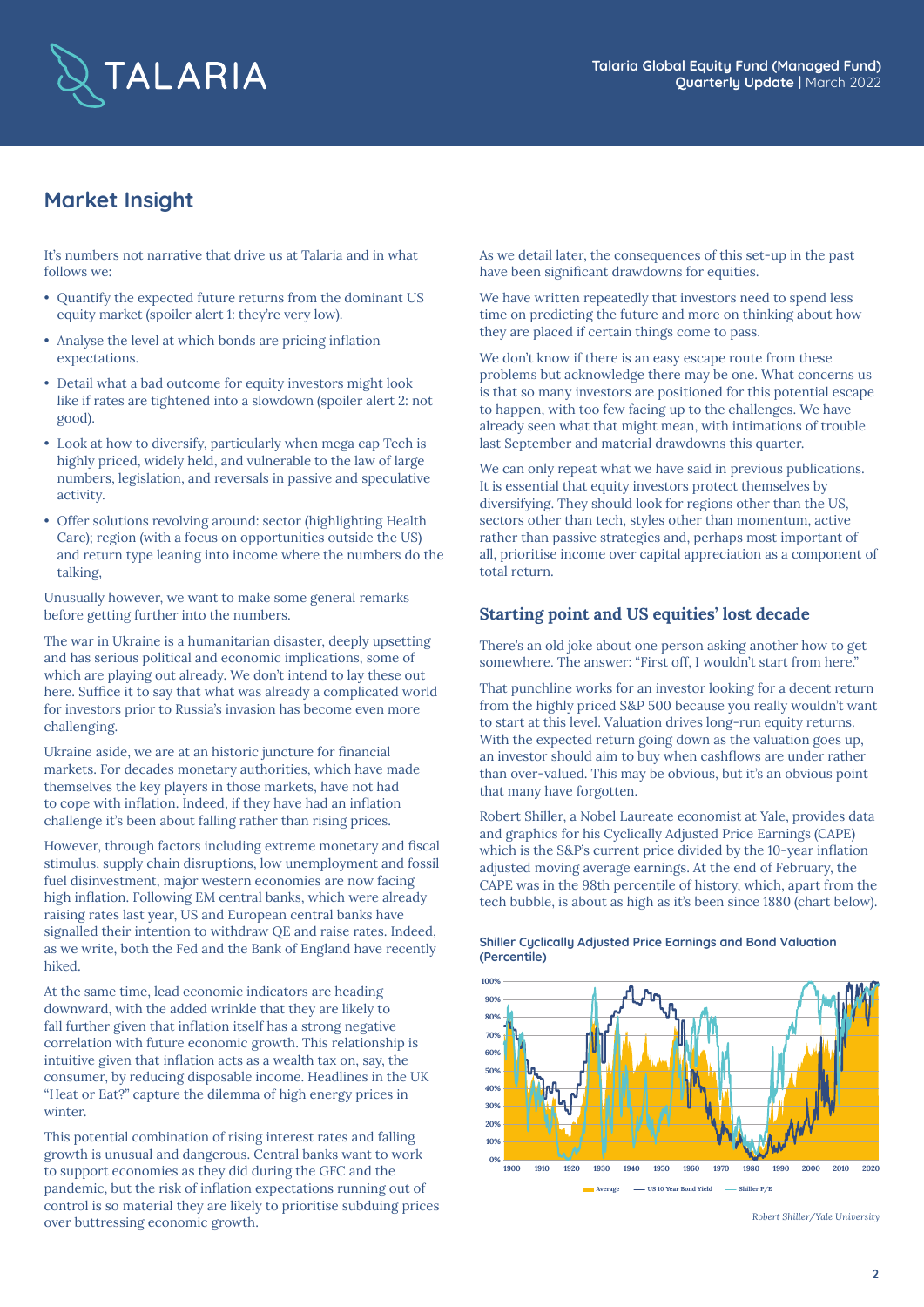## Market Insight

It's numbers not narrative that drive us at Talaria and in what follows we:

- Quantify the expected future returns from the dominant US equity market (spoiler alert 1: they're very low).
- Analyse the level at which bonds are pricing inflation expectations.
- Detail what a bad outcome for equity investors might look like if rates are tightened into a slowdown (spoiler alert 2: not good).
- Look at how to diversify, particularly when mega cap Tech is highly priced, widely held, and vulnerable to the law of large numbers, legislation, and reversals in passive and speculative activity.
- Offer solutions revolving around: sector (highlighting Health Care); region (with a focus on opportunities outside the US) and return type leaning into income where the numbers do the talking,

Unusually however, we want to make some general remarks before getting further into the numbers.

The war in Ukraine is a humanitarian disaster, deeply upsetting and has serious political and economic implications, some of which are playing out already. We don't intend to lay these out here. Suffice it to say that what was already a complicated world for investors prior to Russia's invasion has become even more challenging.

Ukraine aside, we are at an historic juncture for financial markets. For decades monetary authorities, which have made themselves the key players in those markets, have not had to cope with inflation. Indeed, if they have had an inflation challenge it's been about falling rather than rising prices.

However, through factors including extreme monetary and fiscal stimulus, supply chain disruptions, low unemployment and fossil fuel disinvestment, major western economies are now facing high inflation. Following EM central banks, which were already raising rates last year, US and European central banks have signalled their intention to withdraw QE and raise rates. Indeed, as we write, both the Fed and the Bank of England have recently hiked.

At the same time, lead economic indicators are heading downward, with the added wrinkle that they are likely to fall further given that inflation itself has a strong negative correlation with future economic growth. This relationship is intuitive given that inflation acts as a wealth tax on, say, the consumer, by reducing disposable income. Headlines in the UK "Heat or Eat?" capture the dilemma of high energy prices in winter.

This potential combination of rising interest rates and falling growth is unusual and dangerous. Central banks want to work to support economies as they did during the GFC and the pandemic, but the risk of inflation expectations running out of control is so material they are likely to prioritise subduing prices over buttressing economic growth.

As we detail later, the consequences of this set-up in the past have been significant drawdowns for equities.

We have written repeatedly that investors need to spend less time on predicting the future and more on thinking about how they are placed if certain things come to pass.

We don't know if there is an easy escape route from these problems but acknowledge there may be one. What concerns us is that so many investors are positioned for this potential escape to happen, with too few facing up to the challenges. We have already seen what that might mean, with intimations of trouble last September and material drawdowns this quarter.

We can only repeat what we have said in previous publications. It is essential that equity investors protect themselves by diversifying. They should look for regions other than the US, sectors other than tech, styles other than momentum, active rather than passive strategies and, perhaps most important of all, prioritise income over capital appreciation as a component of total return.

### Starting point and US equities' lost decade

There's an old joke about one person asking another how to get somewhere. The answer: "First off, I wouldn't start from here."

That punchline works for an investor looking for a decent return from the highly priced S&P 500 because you really wouldn't want to start at this level. Valuation drives long-run equity returns. With the expected return going down as the valuation goes up, an investor should aim to buy when cashflows are under rather than over-valued. This may be obvious, but it's an obvious point that many have forgotten.

Robert Shiller, a Nobel Laureate economist at Yale, provides data and graphics for his Cyclically Adjusted Price Earnings (CAPE) which is the S&P's current price divided by the 10-year inflation adjusted moving average earnings. At the end of February, the CAPE was in the 98th percentile of history, which, apart from the tech bubble, is about as high as it's been since 1880 (chart below).

**Shiller Cyclically Adjusted Price Earnings and Bond Valuation (Percentile)**

*Robert Shiller/Yale University*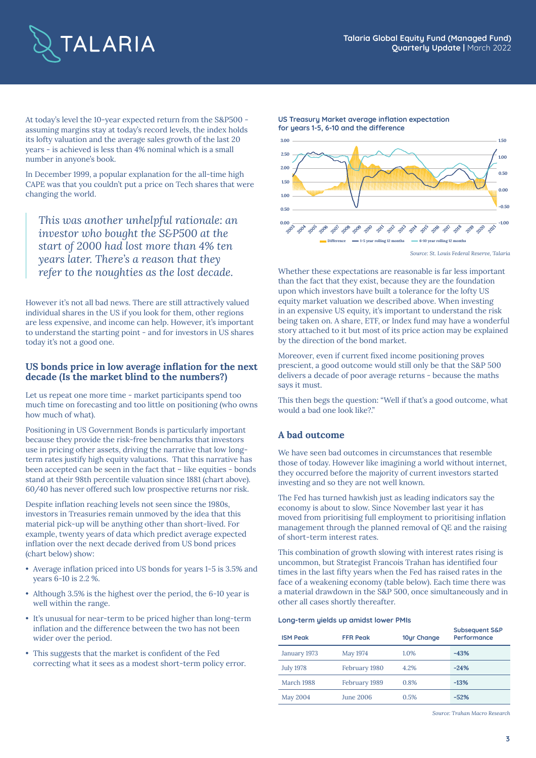At today's level the 10-year expected return from the S&P500 - assuming margins stay at today's record levels, the index holds its lofty valuation and the average sales growth of the last 20 years - is achieved is less than 4% nominal which is a small number in anyone's book.

In December 1999, a popular explanation for the all-time high CAPE was that you couldn't put a price on Tech shares that were changing the world.

> *This was another unhelpful rationale: an investor who bought the S&P500 at the start of 2000 had lost more than 4% ten years later. There's a reason that they refer to the noughties as the lost decade.*

However it's not all bad news. There are still attractively valued individual shares in the US if you look for them, other regions are less expensive, and income can help. However, it's important to understand the starting point - and for investors in US shares today it's not a good one.

## US bonds price in low average inflation for the next decade (Is the market blind to the numbers?)

Let us repeat one more time - market participants spend too much time on forecasting and too little on positioning (who owns how much of what).

Positioning in US Government Bonds is particularly important because they provide the risk-free benchmarks that investors use in pricing other assets, driving the narrative that low long-term rates justify high equity valuations. That this narrative has been accepted can be seen in the fact that – like equities - bonds stand at their 98th percentile valuation since 1881 (chart above). 60/40 has never offered such low prospective returns nor risk.

Despite inflation reaching levels not seen since the 1980s, investors in Treasuries remain unmoved by the idea that this material pick-up will be anything other than short-lived. For example, twenty years of data which predict average expected inflation over the next decade derived from US bond prices (chart below) show:

- Average inflation priced into US bonds for years 1-5 is 3.5% and years 6-10 is 2.2 %.
- Although 3.5% is the highest over the period, the 6-10 year is well within the range.
- It's unusual for near-term to be priced higher than long-term inflation and the difference between the two has not been wider over the period.
- This suggests that the market is confident of the Fed correcting what it sees as a modest short-term policy error.

**US Treasury Market average inflation expectation for years 1-5, 6-10 and the difference**

Source: St. Louis Federal Reserve, Talaria

Whether these expectations are reasonable is far less important than the fact that they exist, because they are the foundation upon which investors have built a tolerance for the lofty US equity market valuation we described above. When investing in an expensive US equity, it's important to understand the risk being taken on. A share, ETF, or Index fund may have a wonderful story attached to it but most of its price action may be explained by the direction of the bond market.

Moreover, even if current fixed income positioning proves prescient, a good outcome would still only be that the S&P 500 delivers a decade of poor average returns - because the maths says it must.

This then begs the question: "Well if that's a good outcome, what would a bad one look like?."

## A bad outcome

We have seen bad outcomes in circumstances that resemble those of today. However like imagining a world without internet, they occurred before the majority of current investors started investing and so they are not well known.

The Fed has turned hawkish just as leading indicators say the economy is about to slow. Since November last year it has moved from prioritising full employment to prioritising inflation management through the planned removal of QE and the raising of short-term interest rates.

This combination of growth slowing with interest rates rising is uncommon, but Strategist Francois Trahan has identified four times in the last fifty years when the Fed has raised rates in the face of a weakening economy (table below). Each time there was a material drawdown in the S&P 500, once simultaneously and in other all cases shortly thereafter.

**Long-term yields up amidst lower PMIs**

| ISM Peak | FFR Peak | 10yr Change | Subsequent S&P Performance |
|---|---|---|---|
| January 1973 | May 1974 | 1.0% | **-43%** |
| July 1978 | February 1980 | 4.2% | **-24%** |
| March 1988 | February 1989 | 0.8% | **-13%** |
| May 2004 | June 2006 | 0.5% | **-52%** |

*Source: Trahan Macro Research*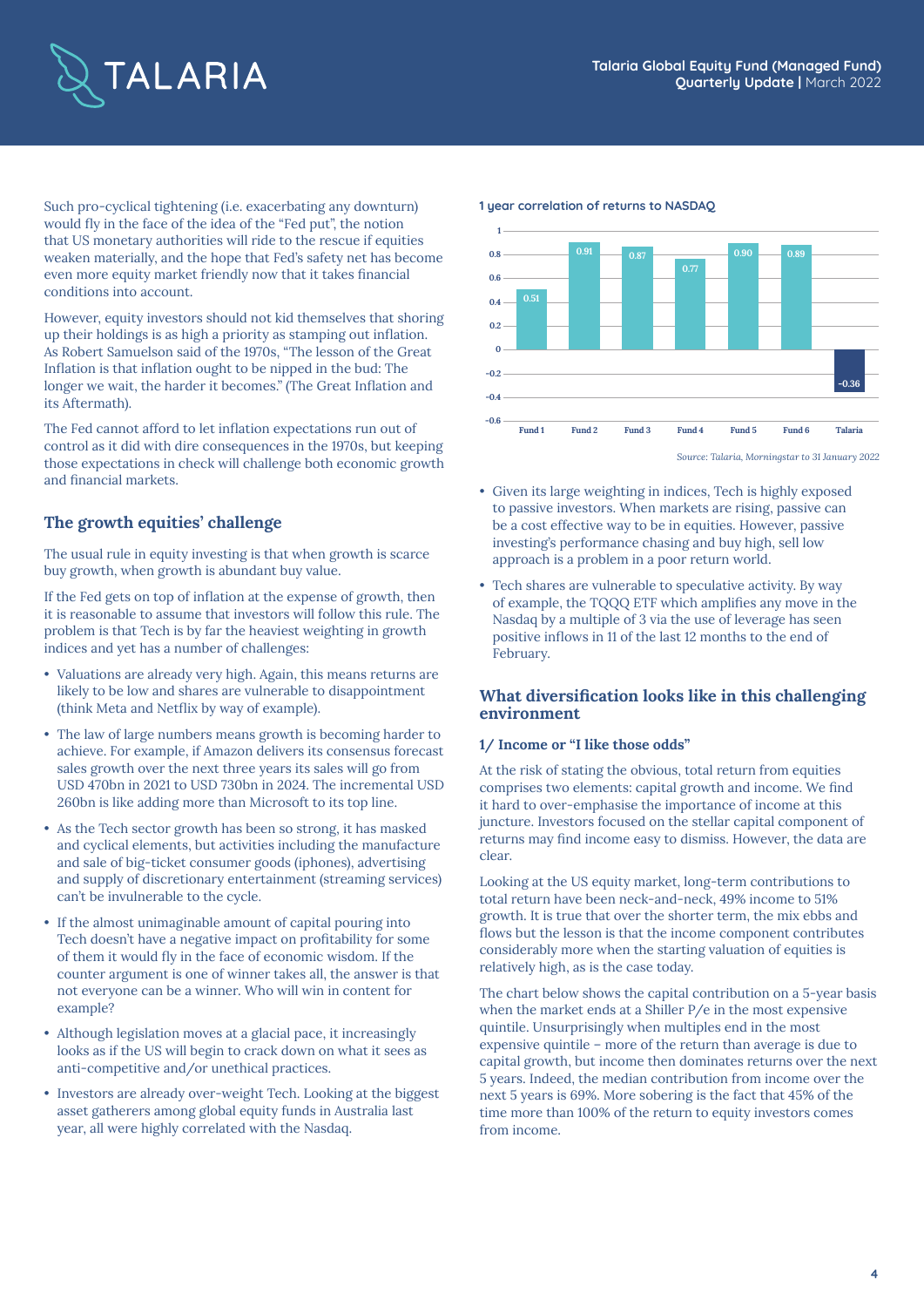Such pro-cyclical tightening (i.e. exacerbating any downturn) would fly in the face of the idea of the "Fed put", the notion that US monetary authorities will ride to the rescue if equities weaken materially, and the hope that Fed's safety net has become even more equity market friendly now that it takes financial conditions into account.

However, equity investors should not kid themselves that shoring up their holdings is as high a priority as stamping out inflation. As Robert Samuelson said of the 1970s, "The lesson of the Great Inflation is that inflation ought to be nipped in the bud: The longer we wait, the harder it becomes." (The Great Inflation and its Aftermath).

The Fed cannot afford to let inflation expectations run out of control as it did with dire consequences in the 1970s, but keeping those expectations in check will challenge both economic growth and financial markets.

## The growth equities' challenge

The usual rule in equity investing is that when growth is scarce buy growth, when growth is abundant buy value.

If the Fed gets on top of inflation at the expense of growth, then it is reasonable to assume that investors will follow this rule. The problem is that Tech is by far the heaviest weighting in growth indices and yet has a number of challenges:

- Valuations are already very high. Again, this means returns are likely to be low and shares are vulnerable to disappointment (think Meta and Netflix by way of example).
- The law of large numbers means growth is becoming harder to achieve. For example, if Amazon delivers its consensus forecast sales growth over the next three years its sales will go from USD 470bn in 2021 to USD 730bn in 2024. The incremental USD 260bn is like adding more than Microsoft to its top line.
- As the Tech sector growth has been so strong, it has masked and cyclical elements, but activities including the manufacture and sale of big-ticket consumer goods (iphones), advertising and supply of discretionary entertainment (streaming services) can't be invulnerable to the cycle.
- If the almost unimaginable amount of capital pouring into Tech doesn't have a negative impact on profitability for some of them it would fly in the face of economic wisdom. If the counter argument is one of winner takes all, the answer is that not everyone can be a winner. Who will win in content for example?
- Although legislation moves at a glacial pace, it increasingly looks as if the US will begin to crack down on what it sees as anti-competitive and/or unethical practices.
- Investors are already over-weight Tech. Looking at the biggest asset gatherers among global equity funds in Australia last year, all were highly correlated with the Nasdaq.

**1 year correlation of returns to NASDAQ**

| Fund | Correlation |
|---|---|
| Fund 1 | 0.51 |
| Fund 2 | 0.91 |
| Fund 3 | 0.87 |
| Fund 4 | 0.77 |
| Fund 5 | 0.90 |
| Fund 6 | 0.89 |
| Talaria | -0.36 |

*Source: Talaria, Morningstar to 31 January 2022*

- Given its large weighting in indices, Tech is highly exposed to passive investors. When markets are rising, passive can be a cost effective way to be in equities. However, passive investing's performance chasing and buy high, sell low approach is a problem in a poor return world.
- Tech shares are vulnerable to speculative activity. By way of example, the TQQQ ETF which amplifies any move in the Nasdaq by a multiple of 3 via the use of leverage has seen positive inflows in 11 of the last 12 months to the end of February.

## What diversification looks like in this challenging environment

### 1/ Income or "I like those odds"

At the risk of stating the obvious, total return from equities comprises two elements: capital growth and income. We find it hard to over-emphasise the importance of income at this juncture. Investors focused on the stellar capital component of returns may find income easy to dismiss. However, the data are clear.

Looking at the US equity market, long-term contributions to total return have been neck-and-neck, 49% income to 51% growth. It is true that over the shorter term, the mix ebbs and flows but the lesson is that the income component contributes considerably more when the starting valuation of equities is relatively high, as is the case today.

The chart below shows the capital contribution on a 5-year basis when the market ends at a Shiller P/e in the most expensive quintile. Unsurprisingly when multiples end in the most expensive quintile – more of the return than average is due to capital growth, but income then dominates returns over the next 5 years. Indeed, the median contribution from income over the next 5 years is 69%. More sobering is the fact that 45% of the time more than 100% of the return to equity investors comes from income.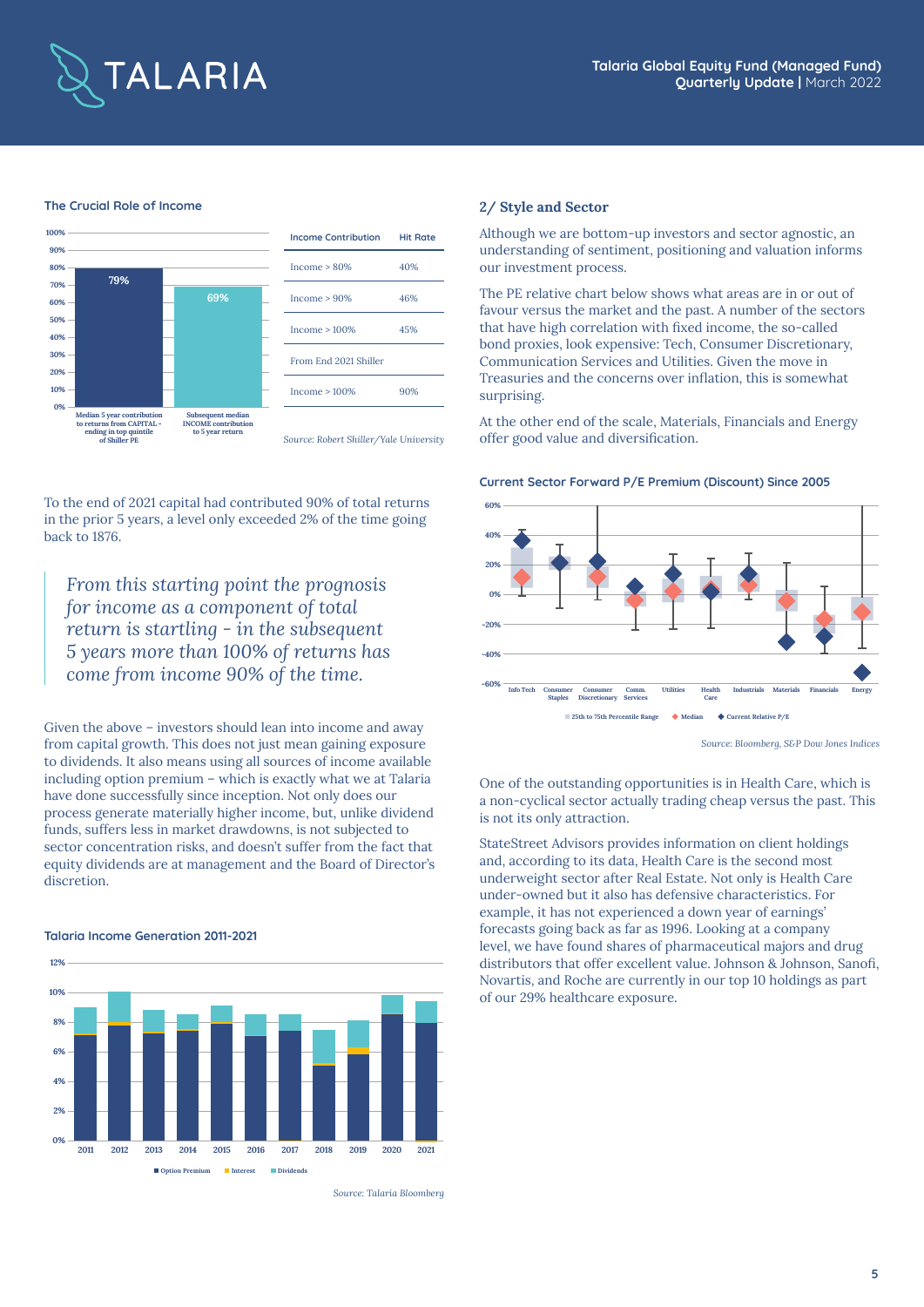## The Crucial Role of Income

| Income Contribution | Hit Rate |
|---|---|
| Income > 80% | 40% |
| Income > 90% | 46% |
| Income > 100% | 45% |
| From End 2021 Shiller | |
| Income > 100% | 90% |

Median 5 year contribution to returns from CAPITAL - ending in top quintile of Shiller PE: 79%

Subsequent median INCOME contribution to 5 year return: 69%

*Source: Robert Shiller/Yale University*

To the end of 2021 capital had contributed 90% of total returns in the prior 5 years, a level only exceeded 2% of the time going back to 1876.

> *From this starting point the prognosis for income as a component of total return is startling - in the subsequent 5 years more than 100% of returns has come from income 90% of the time.*

Given the above – investors should lean into income and away from capital growth. This does not just mean gaining exposure to dividends. It also means using all sources of income available including option premium – which is exactly what we at Talaria have done successfully since inception. Not only does our process generate materially higher income, but, unlike dividend funds, suffers less in market drawdowns, is not subjected to sector concentration risks, and doesn't suffer from the fact that equity dividends are at management and the Board of Director's discretion.

## Talaria Income Generation 2011-2021

Option Premium · Interest · Dividends

*Source: Talaria Bloomberg*

## 2/ Style and Sector

Although we are bottom-up investors and sector agnostic, an understanding of sentiment, positioning and valuation informs our investment process.

The PE relative chart below shows what areas are in or out of favour versus the market and the past. A number of the sectors that have high correlation with fixed income, the so-called bond proxies, look expensive: Tech, Consumer Discretionary, Communication Services and Utilities. Given the move in Treasuries and the concerns over inflation, this is somewhat surprising.

At the other end of the scale, Materials, Financials and Energy offer good value and diversification.

## Current Sector Forward P/E Premium (Discount) Since 2005

25th to 75th Percentile Range · Median · Current Relative P/E

*Source: Bloomberg, S&P Dow Jones Indices*

One of the outstanding opportunities is in Health Care, which is a non-cyclical sector actually trading cheap versus the past. This is not its only attraction.

StateStreet Advisors provides information on client holdings and, according to its data, Health Care is the second most underweight sector after Real Estate. Not only is Health Care under-owned but it also has defensive characteristics. For example, it has not experienced a down year of earnings' forecasts going back as far as 1996. Looking at a company level, we have found shares of pharmaceutical majors and drug distributors that offer excellent value. Johnson & Johnson, Sanofi, Novartis, and Roche are currently in our top 10 holdings as part of our 29% healthcare exposure.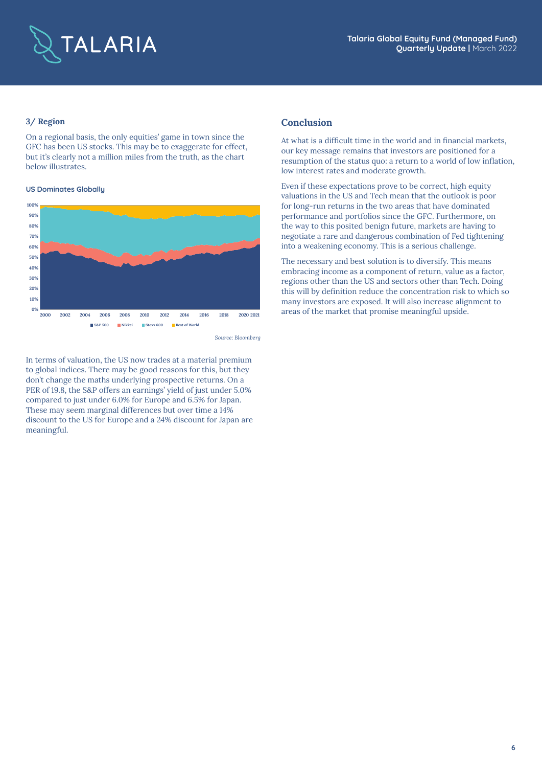### 3/ Region

On a regional basis, the only equities' game in town since the GFC has been US stocks. This may be to exaggerate for effect, but it's clearly not a million miles from the truth, as the chart below illustrates.

**US Dominates Globally**

*Source: Bloomberg*

In terms of valuation, the US now trades at a material premium to global indices. There may be good reasons for this, but they don't change the maths underlying prospective returns. On a PER of 19.8, the S&P offers an earnings' yield of just under 5.0% compared to just under 6.0% for Europe and 6.5% for Japan. These may seem marginal differences but over time a 14% discount to the US for Europe and a 24% discount for Japan are meaningful.

## Conclusion

At what is a difficult time in the world and in financial markets, our key message remains that investors are positioned for a resumption of the status quo: a return to a world of low inflation, low interest rates and moderate growth.

Even if these expectations prove to be correct, high equity valuations in the US and Tech mean that the outlook is poor for long-run returns in the two areas that have dominated performance and portfolios since the GFC. Furthermore, on the way to this posited benign future, markets are having to negotiate a rare and dangerous combination of Fed tightening into a weakening economy. This is a serious challenge.

The necessary and best solution is to diversify. This means embracing income as a component of return, value as a factor, regions other than the US and sectors other than Tech. Doing this will by definition reduce the concentration risk to which so many investors are exposed. It will also increase alignment to areas of the market that promise meaningful upside.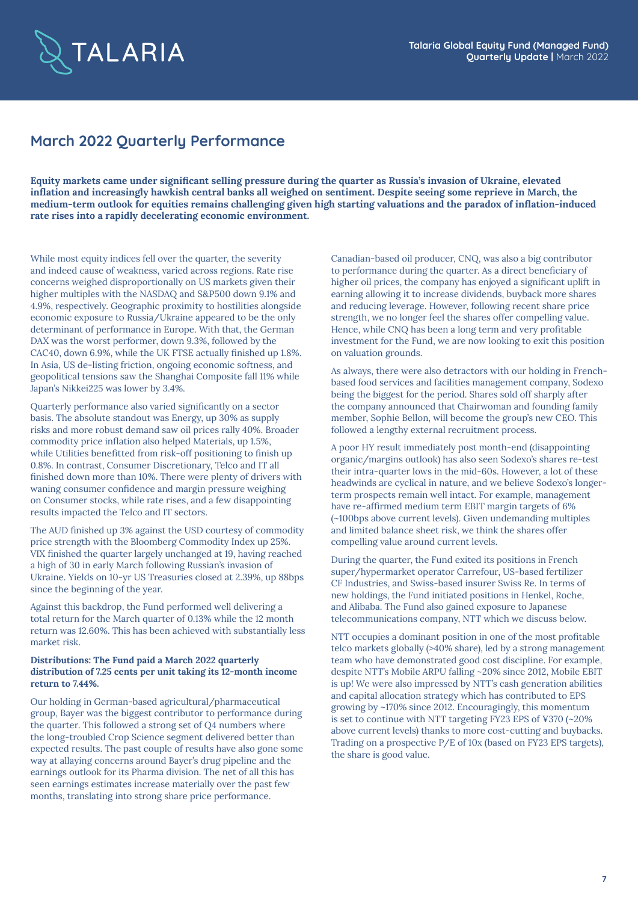## March 2022 Quarterly Performance

**Equity markets came under significant selling pressure during the quarter as Russia's invasion of Ukraine, elevated inflation and increasingly hawkish central banks all weighed on sentiment. Despite seeing some reprieve in March, the medium-term outlook for equities remains challenging given high starting valuations and the paradox of inflation-induced rate rises into a rapidly decelerating economic environment.**

While most equity indices fell over the quarter, the severity and indeed cause of weakness, varied across regions. Rate rise concerns weighed disproportionally on US markets given their higher multiples with the NASDAQ and S&P500 down 9.1% and 4.9%, respectively. Geographic proximity to hostilities alongside economic exposure to Russia/Ukraine appeared to be the only determinant of performance in Europe. With that, the German DAX was the worst performer, down 9.3%, followed by the CAC40, down 6.9%, while the UK FTSE actually finished up 1.8%. In Asia, US de-listing friction, ongoing economic softness, and geopolitical tensions saw the Shanghai Composite fall 11% while Japan's Nikkei225 was lower by 3.4%.

Quarterly performance also varied significantly on a sector basis. The absolute standout was Energy, up 30% as supply risks and more robust demand saw oil prices rally 40%. Broader commodity price inflation also helped Materials, up 1.5%, while Utilities benefitted from risk-off positioning to finish up 0.8%. In contrast, Consumer Discretionary, Telco and IT all finished down more than 10%. There were plenty of drivers with waning consumer confidence and margin pressure weighing on Consumer stocks, while rate rises, and a few disappointing results impacted the Telco and IT sectors.

The AUD finished up 3% against the USD courtesy of commodity price strength with the Bloomberg Commodity Index up 25%. VIX finished the quarter largely unchanged at 19, having reached a high of 30 in early March following Russian's invasion of Ukraine. Yields on 10-yr US Treasuries closed at 2.39%, up 88bps since the beginning of the year.

Against this backdrop, the Fund performed well delivering a total return for the March quarter of 0.13% while the 12 month return was 12.60%. This has been achieved with substantially less market risk.

**Distributions: The Fund paid a March 2022 quarterly distribution of 7.25 cents per unit taking its 12-month income return to 7.44%.**

Our holding in German-based agricultural/pharmaceutical group, Bayer was the biggest contributor to performance during the quarter. This followed a strong set of Q4 numbers where the long-troubled Crop Science segment delivered better than expected results. The past couple of results have also gone some way at allaying concerns around Bayer's drug pipeline and the earnings outlook for its Pharma division. The net of all this has seen earnings estimates increase materially over the past few months, translating into strong share price performance.

Canadian-based oil producer, CNQ, was also a big contributor to performance during the quarter. As a direct beneficiary of higher oil prices, the company has enjoyed a significant uplift in earning allowing it to increase dividends, buyback more shares and reducing leverage. However, following recent share price strength, we no longer feel the shares offer compelling value. Hence, while CNQ has been a long term and very profitable investment for the Fund, we are now looking to exit this position on valuation grounds.

As always, there were also detractors with our holding in French-based food services and facilities management company, Sodexo being the biggest for the period. Shares sold off sharply after the company announced that Chairwoman and founding family member, Sophie Bellon, will become the group's new CEO. This followed a lengthy external recruitment process.

A poor HY result immediately post month-end (disappointing organic/margins outlook) has also seen Sodexo's shares re-test their intra-quarter lows in the mid-60s. However, a lot of these headwinds are cyclical in nature, and we believe Sodexo's longer-term prospects remain well intact. For example, management have re-affirmed medium term EBIT margin targets of 6% (~100bps above current levels). Given undemanding multiples and limited balance sheet risk, we think the shares offer compelling value around current levels.

During the quarter, the Fund exited its positions in French super/hypermarket operator Carrefour, US-based fertilizer CF Industries, and Swiss-based insurer Swiss Re. In terms of new holdings, the Fund initiated positions in Henkel, Roche, and Alibaba. The Fund also gained exposure to Japanese telecommunications company, NTT which we discuss below.

NTT occupies a dominant position in one of the most profitable telco markets globally (>40% share), led by a strong management team who have demonstrated good cost discipline. For example, despite NTT's Mobile ARPU falling ~20% since 2012, Mobile EBIT is up! We were also impressed by NTT's cash generation abilities and capital allocation strategy which has contributed to EPS growing by ~170% since 2012. Encouragingly, this momentum is set to continue with NTT targeting FY23 EPS of ¥370 (~20% above current levels) thanks to more cost-cutting and buybacks. Trading on a prospective P/E of 10x (based on FY23 EPS targets), the share is good value.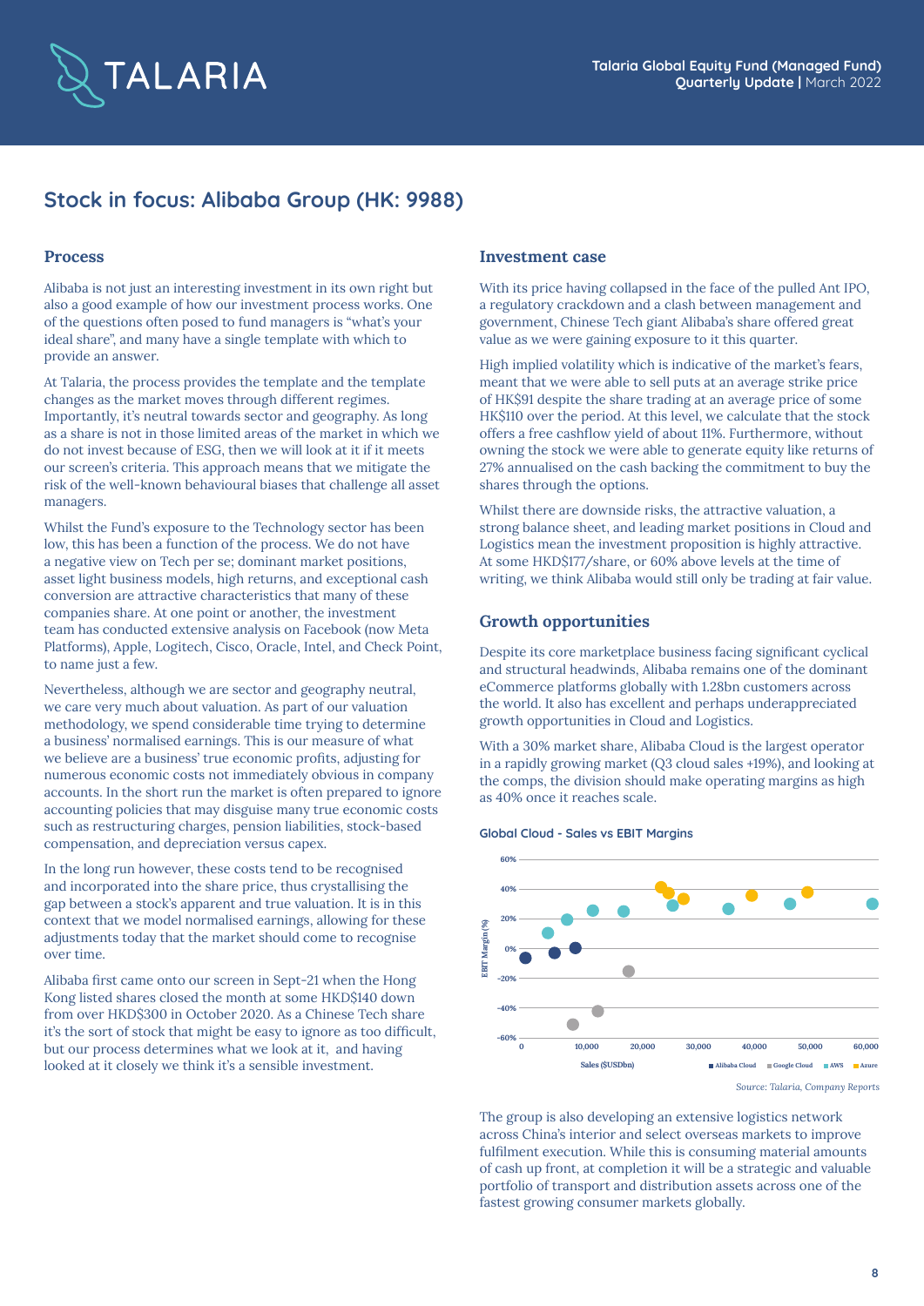## Stock in focus: Alibaba Group (HK: 9988)

### Process

Alibaba is not just an interesting investment in its own right but also a good example of how our investment process works. One of the questions often posed to fund managers is "what's your ideal share", and many have a single template with which to provide an answer.

At Talaria, the process provides the template and the template changes as the market moves through different regimes. Importantly, it's neutral towards sector and geography. As long as a share is not in those limited areas of the market in which we do not invest because of ESG, then we will look at it if it meets our screen's criteria. This approach means that we mitigate the risk of the well-known behavioural biases that challenge all asset managers.

Whilst the Fund's exposure to the Technology sector has been low, this has been a function of the process. We do not have a negative view on Tech per se; dominant market positions, asset light business models, high returns, and exceptional cash conversion are attractive characteristics that many of these companies share. At one point or another, the investment team has conducted extensive analysis on Facebook (now Meta Platforms), Apple, Logitech, Cisco, Oracle, Intel, and Check Point, to name just a few.

Nevertheless, although we are sector and geography neutral, we care very much about valuation. As part of our valuation methodology, we spend considerable time trying to determine a business' normalised earnings. This is our measure of what we believe are a business' true economic profits, adjusting for numerous economic costs not immediately obvious in company accounts. In the short run the market is often prepared to ignore accounting policies that may disguise many true economic costs such as restructuring charges, pension liabilities, stock-based compensation, and depreciation versus capex.

In the long run however, these costs tend to be recognised and incorporated into the share price, thus crystallising the gap between a stock's apparent and true valuation. It is in this context that we model normalised earnings, allowing for these adjustments today that the market should come to recognise over time.

Alibaba first came onto our screen in Sept-21 when the Hong Kong listed shares closed the month at some HKD$140 down from over HKD$300 in October 2020. As a Chinese Tech share it's the sort of stock that might be easy to ignore as too difficult, but our process determines what we look at it, and having looked at it closely we think it's a sensible investment.

### Investment case

With its price having collapsed in the face of the pulled Ant IPO, a regulatory crackdown and a clash between management and government, Chinese Tech giant Alibaba's share offered great value as we were gaining exposure to it this quarter.

High implied volatility which is indicative of the market's fears, meant that we were able to sell puts at an average strike price of HK$91 despite the share trading at an average price of some HK$110 over the period. At this level, we calculate that the stock offers a free cashflow yield of about 11%. Furthermore, without owning the stock we were able to generate equity like returns of 27% annualised on the cash backing the commitment to buy the shares through the options.

Whilst there are downside risks, the attractive valuation, a strong balance sheet, and leading market positions in Cloud and Logistics mean the investment proposition is highly attractive. At some HKD$177/share, or 60% above levels at the time of writing, we think Alibaba would still only be trading at fair value.

### Growth opportunities

Despite its core marketplace business facing significant cyclical and structural headwinds, Alibaba remains one of the dominant eCommerce platforms globally with 1.28bn customers across the world. It also has excellent and perhaps underappreciated growth opportunities in Cloud and Logistics.

With a 30% market share, Alibaba Cloud is the largest operator in a rapidly growing market (Q3 cloud sales +19%), and looking at the comps, the division should make operating margins as high as 40% once it reaches scale.

**Global Cloud - Sales vs EBIT Margins**

*Source: Talaria, Company Reports*

The group is also developing an extensive logistics network across China's interior and select overseas markets to improve fulfilment execution. While this is consuming material amounts of cash up front, at completion it will be a strategic and valuable portfolio of transport and distribution assets across one of the fastest growing consumer markets globally.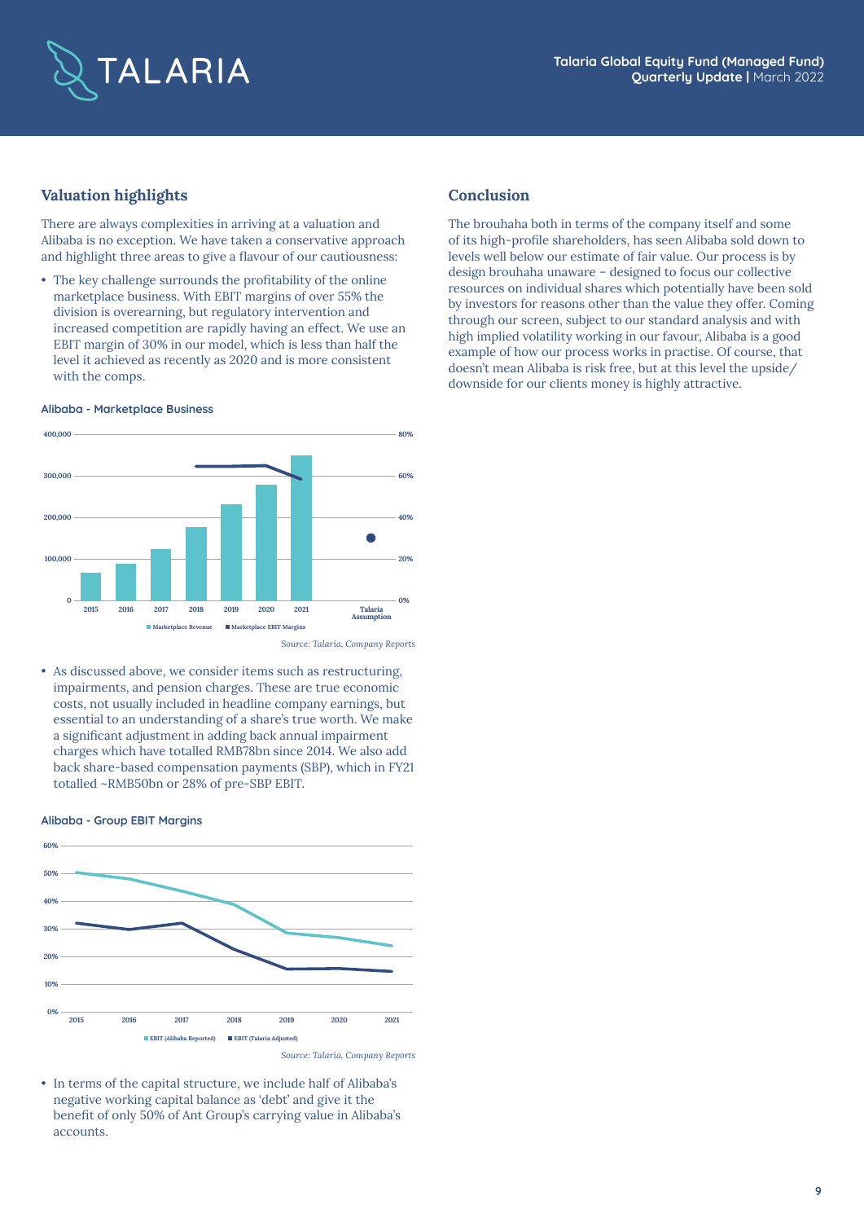## Valuation highlights

There are always complexities in arriving at a valuation and Alibaba is no exception. We have taken a conservative approach and highlight three areas to give a flavour of our cautiousness:

- The key challenge surrounds the profitability of the online marketplace business. With EBIT margins of over 55% the division is overearning, but regulatory intervention and increased competition are rapidly having an effect. We use an EBIT margin of 30% in our model, which is less than half the level it achieved as recently as 2020 and is more consistent with the comps.

**Alibaba - Marketplace Business**

*Source: Talaria, Company Reports*

- As discussed above, we consider items such as restructuring, impairments, and pension charges. These are true economic costs, not usually included in headline company earnings, but essential to an understanding of a share's true worth. We make a significant adjustment in adding back annual impairment charges which have totalled RMB78bn since 2014. We also add back share-based compensation payments (SBP), which in FY21 totalled ~RMB50bn or 28% of pre-SBP EBIT.

**Alibaba - Group EBIT Margins**

*Source: Talaria, Company Reports*

- In terms of the capital structure, we include half of Alibaba's negative working capital balance as 'debt' and give it the benefit of only 50% of Ant Group's carrying value in Alibaba's accounts.

## Conclusion

The brouhaha both in terms of the company itself and some of its high-profile shareholders, has seen Alibaba sold down to levels well below our estimate of fair value. Our process is by design brouhaha unaware – designed to focus our collective resources on individual shares which potentially have been sold by investors for reasons other than the value they offer. Coming through our screen, subject to our standard analysis and with high implied volatility working in our favour, Alibaba is a good example of how our process works in practise. Of course, that doesn't mean Alibaba is risk free, but at this level the upside/ downside for our clients money is highly attractive.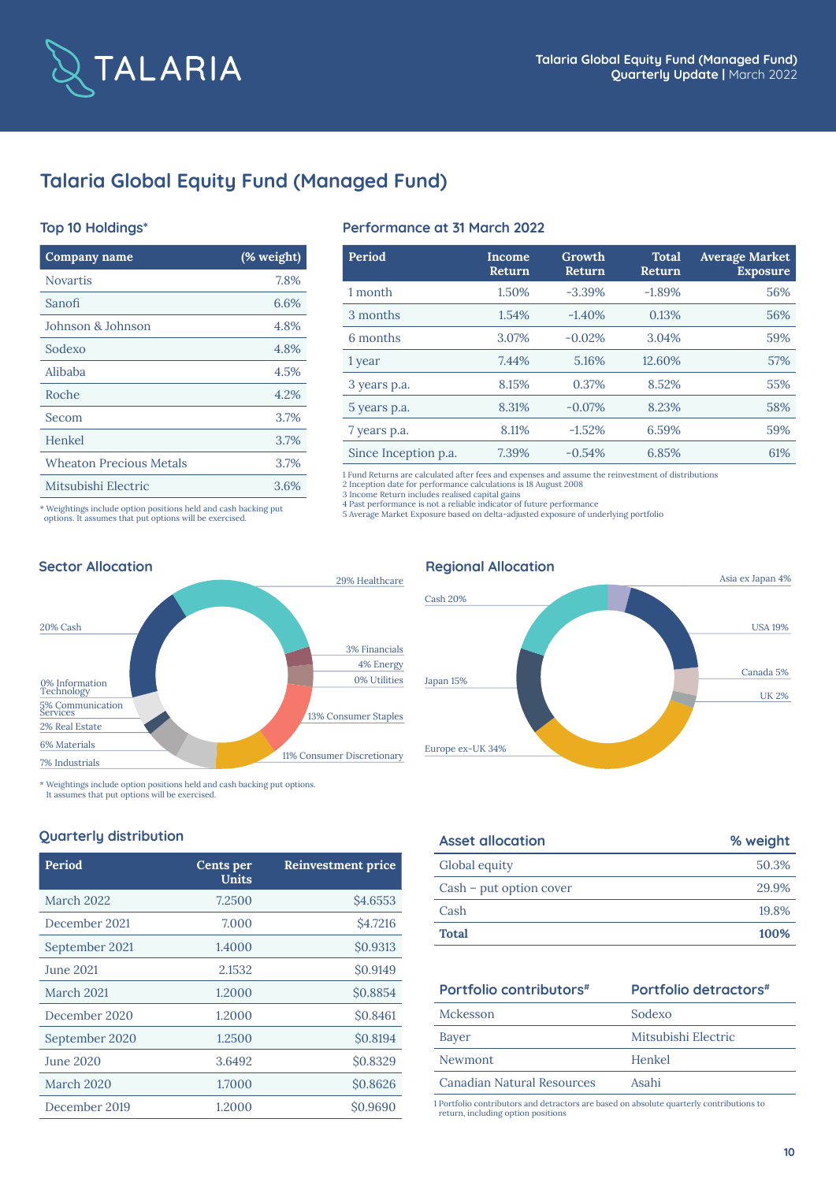# Talaria Global Equity Fund (Managed Fund)

## Top 10 Holdings*

| Company name | (% weight) |
|---|---|
| Novartis | 7.8% |
| Sanofi | 6.6% |
| Johnson & Johnson | 4.8% |
| Sodexo | 4.8% |
| Alibaba | 4.5% |
| Roche | 4.2% |
| Secom | 3.7% |
| Henkel | 3.7% |
| Wheaton Precious Metals | 3.7% |
| Mitsubishi Electric | 3.6% |

* Weightings include option positions held and cash backing put options. It assumes that put options will be exercised.

## Performance at 31 March 2022

| Period | Income Return | Growth Return | Total Return | Average Market Exposure |
|---|---|---|---|---|
| 1 month | 1.50% | -3.39% | -1.89% | 56% |
| 3 months | 1.54% | -1.40% | 0.13% | 56% |
| 6 months | 3.07% | -0.02% | 3.04% | 59% |
| 1 year | 7.44% | 5.16% | 12.60% | 57% |
| 3 years p.a. | 8.15% | 0.37% | 8.52% | 55% |
| 5 years p.a. | 8.31% | -0.07% | 8.23% | 58% |
| 7 years p.a. | 8.11% | -1.52% | 6.59% | 59% |
| Since Inception p.a. | 7.39% | -0.54% | 6.85% | 61% |

1 Fund Returns are calculated after fees and expenses and assume the reinvestment of distributions
2 Inception date for performance calculations is 18 August 2008
3 Income Return includes realised capital gains
4 Past performance is not a reliable indicator of future performance
5 Average Market Exposure based on delta-adjusted exposure of underlying portfolio

## Sector Allocation

- 29% Healthcare
- 3% Financials
- 4% Energy
- 0% Utilities
- 13% Consumer Staples
- 11% Consumer Discretionary
- 7% Industrials
- 6% Materials
- 2% Real Estate
- 5% Communication Services
- 0% Information Technology
- 20% Cash

* Weightings include option positions held and cash backing put options. It assumes that put options will be exercised.

## Regional Allocation

- Asia ex Japan 4%
- USA 19%
- Canada 5%
- UK 2%
- Europe ex-UK 34%
- Japan 15%
- Cash 20%

## Quarterly distribution

| Period | Cents per Units | Reinvestment price |
|---|---|---|
| March 2022 | 7.2500 | $4.6553 |
| December 2021 | 7.000 | $4.7216 |
| September 2021 | 1.4000 | $0.9313 |
| June 2021 | 2.1532 | $0.9149 |
| March 2021 | 1.2000 | $0.8854 |
| December 2020 | 1.2000 | $0.8461 |
| September 2020 | 1.2500 | $0.8194 |
| June 2020 | 3.6492 | $0.8329 |
| March 2020 | 1.7000 | $0.8626 |
| December 2019 | 1.2000 | $0.9690 |

## Asset allocation

| Asset allocation | % weight |
|---|---|
| Global equity | 50.3% |
| Cash – put option cover | 29.9% |
| Cash | 19.8% |
| **Total** | **100%** |

| Portfolio contributors# | Portfolio detractors# |
|---|---|
| Mckesson | Sodexo |
| Bayer | Mitsubishi Electric |
| Newmont | Henkel |
| Canadian Natural Resources | Asahi |

1 Portfolio contributors and detractors are based on absolute quarterly contributions to return, including option positions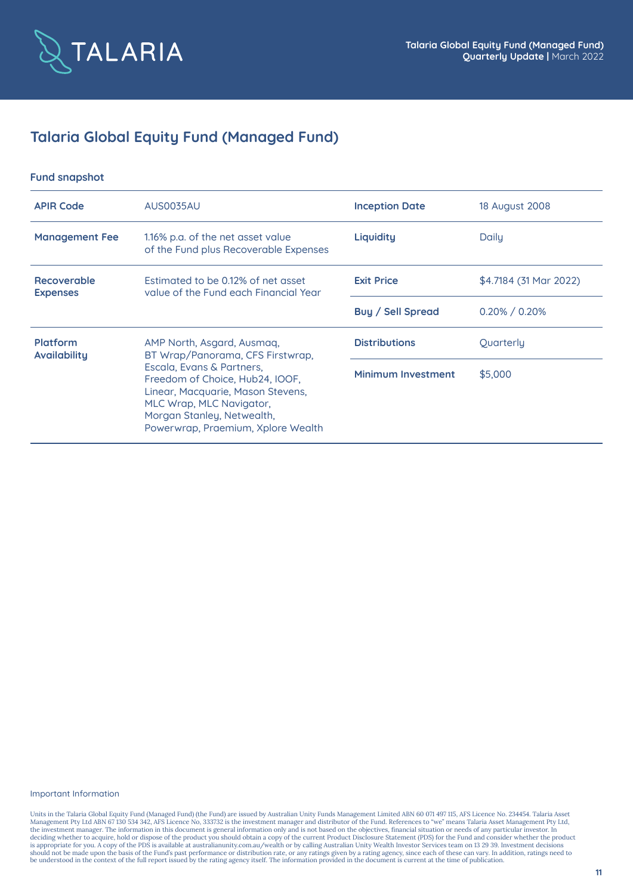# Talaria Global Equity Fund (Managed Fund)

## Fund snapshot

| | | | |
|---|---|---|---|
| **APIR Code** | AUS0035AU | **Inception Date** | 18 August 2008 |
| **Management Fee** | 1.16% p.a. of the net asset value of the Fund plus Recoverable Expenses | **Liquidity** | Daily |
| **Recoverable Expenses** | Estimated to be 0.12% of net asset value of the Fund each Financial Year | **Exit Price** | $4.7184 (31 Mar 2022) |
| | | **Buy / Sell Spread** | 0.20% / 0.20% |
| **Platform Availability** | AMP North, Asgard, Ausmaq, BT Wrap/Panorama, CFS Firstwrap, Escala, Evans & Partners, Freedom of Choice, Hub24, IOOF, Linear, Macquarie, Mason Stevens, MLC Wrap, MLC Navigator, Morgan Stanley, Netwealth, Powerwrap, Praemium, Xplore Wealth | **Distributions** | Quarterly |
| | | **Minimum Investment** | $5,000 |

Important Information

Units in the Talaria Global Equity Fund (Managed Fund) (the Fund) are issued by Australian Unity Funds Management Limited ABN 60 071 497 115, AFS Licence No. 234454. Talaria Asset Management Pty Ltd ABN 67 130 534 342, AFS Licence No, 333732 is the investment manager and distributor of the Fund. References to "we" means Talaria Asset Management Pty Ltd, the investment manager. The information in this document is general information only and is not based on the objectives, financial situation or needs of any particular investor. In deciding whether to acquire, hold or dispose of the product you should obtain a copy of the current Product Disclosure Statement (PDS) for the Fund and consider whether the product is appropriate for you. A copy of the PDS is available at australianunity.com.au/wealth or by calling Australian Unity Wealth Investor Services team on 13 29 39. Investment decisions should not be made upon the basis of the Fund's past performance or distribution rate, or any ratings given by a rating agency, since each of these can vary. In addition, ratings need to be understood in the context of the full report issued by the rating agency itself. The information provided in the document is current at the time of publication.